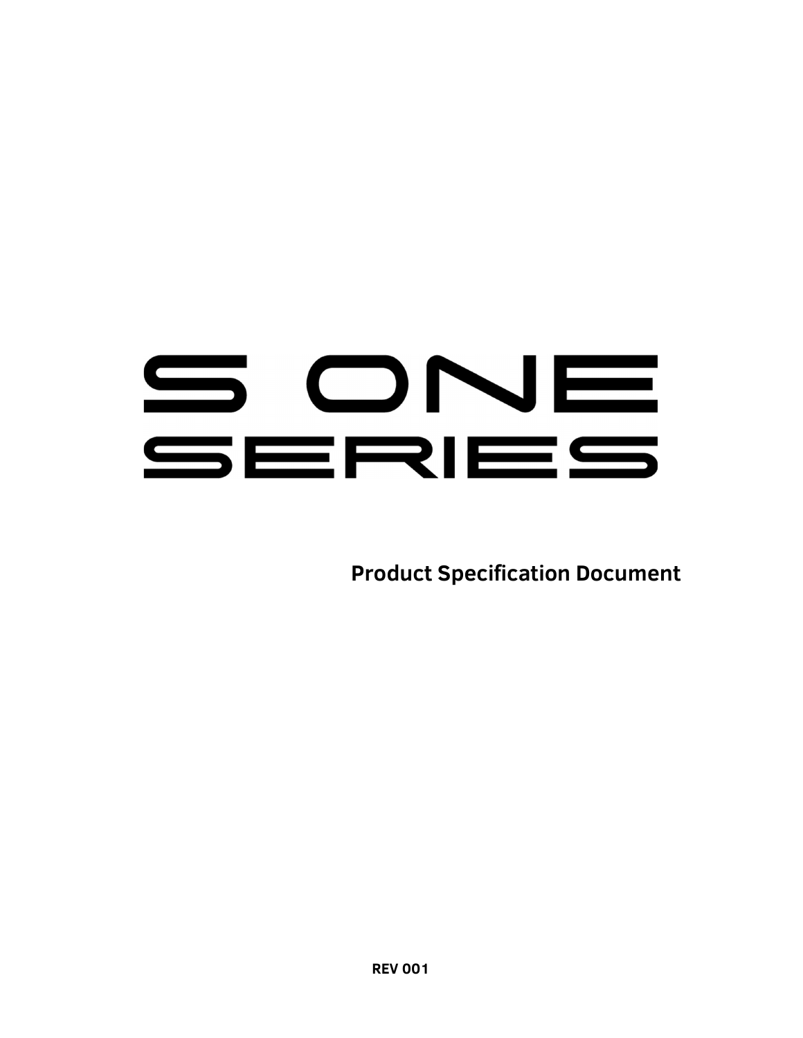# S ONE SERIES

## Product Specification Document

REV 001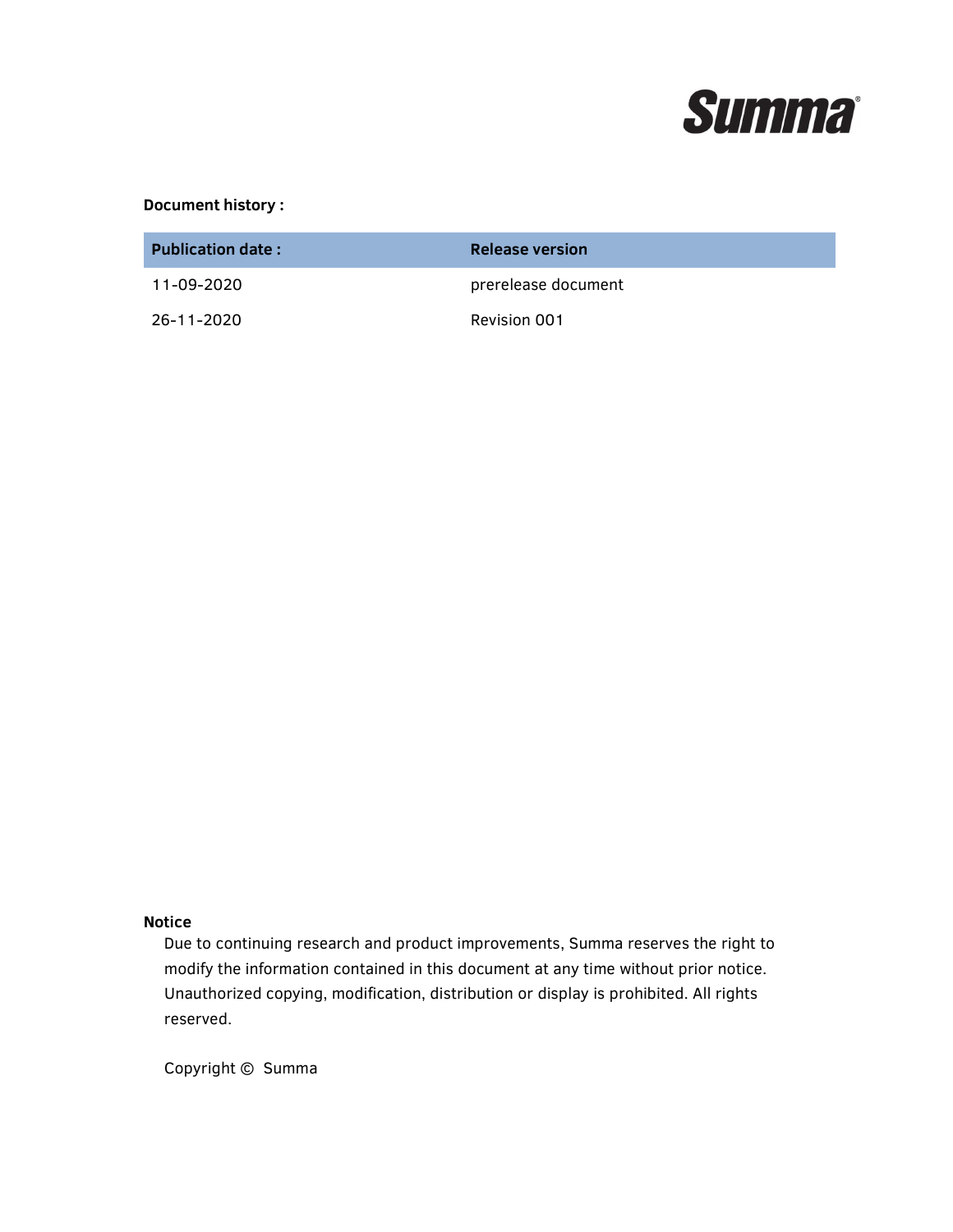**Document history :**

| Publication date : | Release version |
| --- | --- |
| 11-09-2020 | prerelease document |
| 26-11-2020 | Revision 001 |

**Notice**

Due to continuing research and product improvements, Summa reserves the right to modify the information contained in this document at any time without prior notice. Unauthorized copying, modification, distribution or display is prohibited. All rights reserved.

Copyright © Summa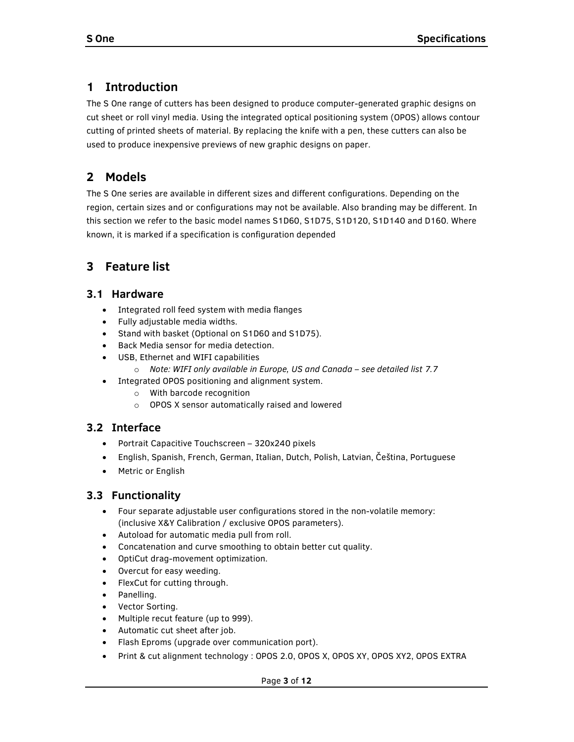# 1 Introduction

The S One range of cutters has been designed to produce computer-generated graphic designs on cut sheet or roll vinyl media. Using the integrated optical positioning system (OPOS) allows contour cutting of printed sheets of material. By replacing the knife with a pen, these cutters can also be used to produce inexpensive previews of new graphic designs on paper.

# 2 Models

The S One series are available in different sizes and different configurations. Depending on the region, certain sizes and or configurations may not be available. Also branding may be different. In this section we refer to the basic model names S1D60, S1D75, S1D120, S1D140 and D160. Where known, it is marked if a specification is configuration depended

# 3 Feature list

## 3.1 Hardware

- Integrated roll feed system with media flanges
- Fully adjustable media widths.
- Stand with basket (Optional on S1D60 and S1D75).
- Back Media sensor for media detection.
- USB, Ethernet and WIFI capabilities
  - *Note: WIFI only available in Europe, US and Canada – see detailed list 7.7*
- Integrated OPOS positioning and alignment system.
  - With barcode recognition
  - OPOS X sensor automatically raised and lowered

## 3.2 Interface

- Portrait Capacitive Touchscreen – 320x240 pixels
- English, Spanish, French, German, Italian, Dutch, Polish, Latvian, Čeština, Portuguese
- Metric or English

## 3.3 Functionality

- Four separate adjustable user configurations stored in the non-volatile memory: (inclusive X&Y Calibration / exclusive OPOS parameters).
- Autoload for automatic media pull from roll.
- Concatenation and curve smoothing to obtain better cut quality.
- OptiCut drag-movement optimization.
- Overcut for easy weeding.
- FlexCut for cutting through.
- Panelling.
- Vector Sorting.
- Multiple recut feature (up to 999).
- Automatic cut sheet after job.
- Flash Eproms (upgrade over communication port).
- Print & cut alignment technology : OPOS 2.0, OPOS X, OPOS XY, OPOS XY2, OPOS EXTRA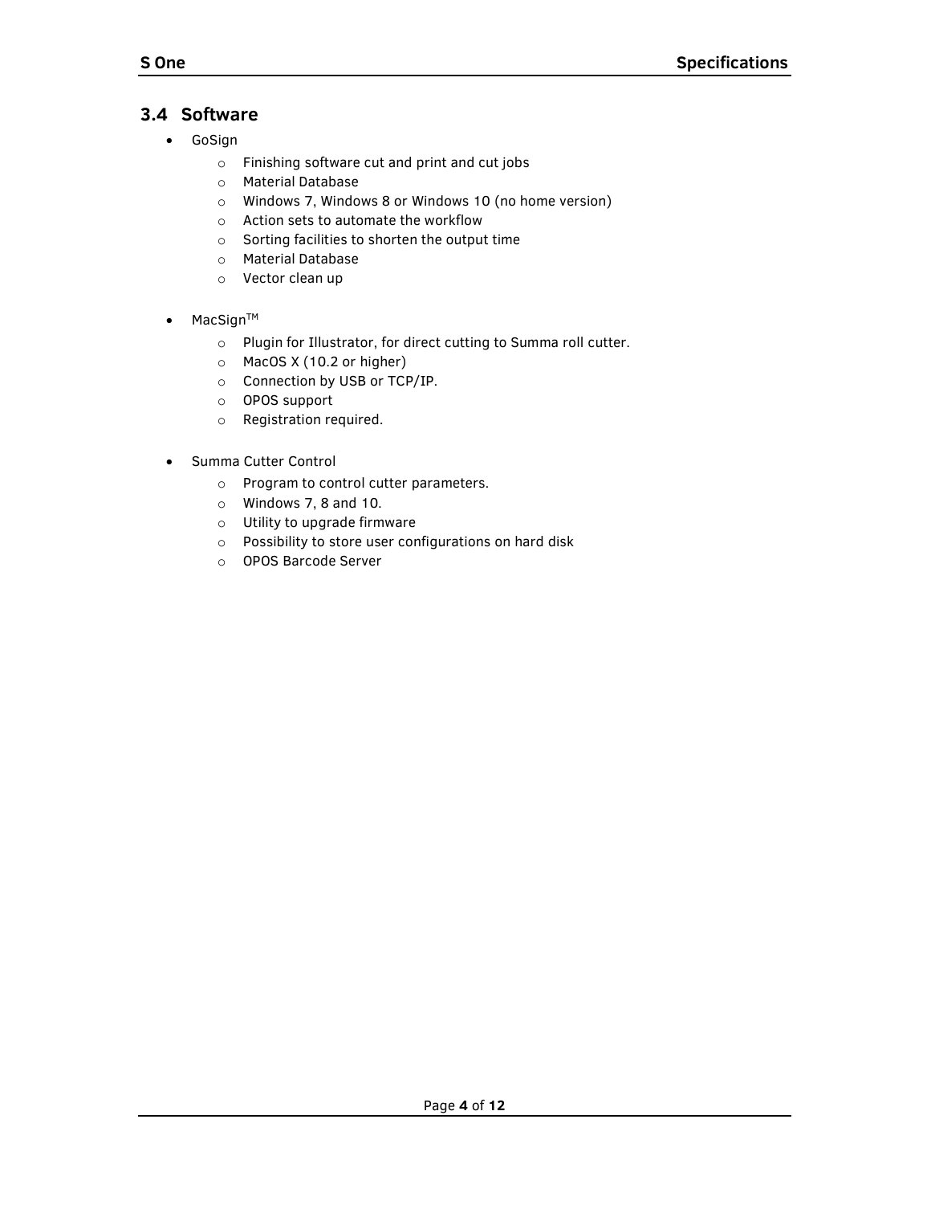## 3.4 Software

- GoSign
  - Finishing software cut and print and cut jobs
  - Material Database
  - Windows 7, Windows 8 or Windows 10 (no home version)
  - Action sets to automate the workflow
  - Sorting facilities to shorten the output time
  - Material Database
  - Vector clean up

- MacSign™
  - Plugin for Illustrator, for direct cutting to Summa roll cutter.
  - MacOS X (10.2 or higher)
  - Connection by USB or TCP/IP.
  - OPOS support
  - Registration required.

- Summa Cutter Control
  - Program to control cutter parameters.
  - Windows 7, 8 and 10.
  - Utility to upgrade firmware
  - Possibility to store user configurations on hard disk
  - OPOS Barcode Server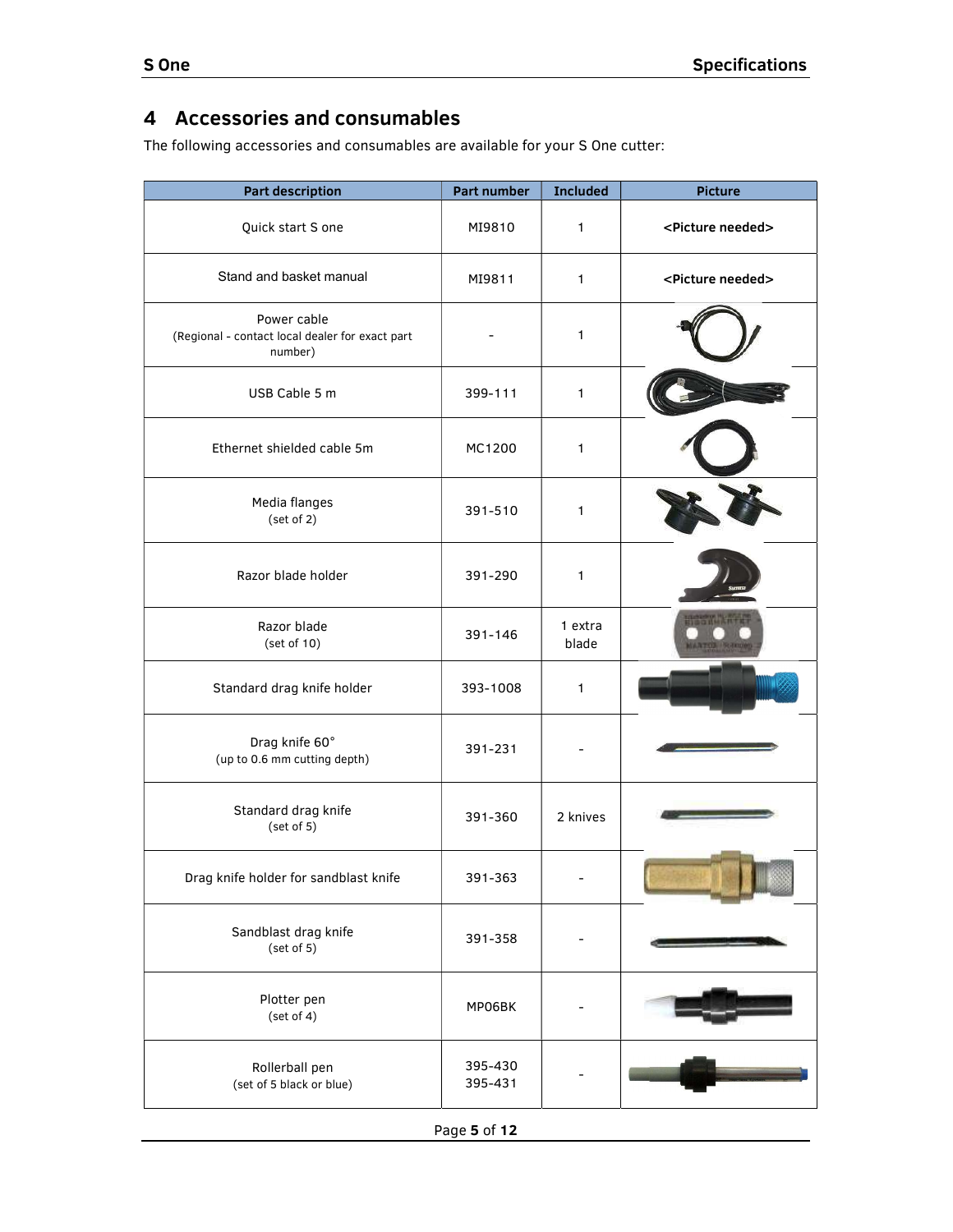## 4 Accessories and consumables

The following accessories and consumables are available for your S One cutter:

| Part description | Part number | Included | Picture |
|---|---|---|---|
| Quick start S one | MI9810 | 1 | **<Picture needed>** |
| Stand and basket manual | MI9811 | 1 | **<Picture needed>** |
| Power cable (Regional - contact local dealer for exact part number) | - | 1 | |
| USB Cable 5 m | 399-111 | 1 | |
| Ethernet shielded cable 5m | MC1200 | 1 | |
| Media flanges (set of 2) | 391-510 | 1 | |
| Razor blade holder | 391-290 | 1 | |
| Razor blade (set of 10) | 391-146 | 1 extra blade | |
| Standard drag knife holder | 393-1008 | 1 | |
| Drag knife 60° (up to 0.6 mm cutting depth) | 391-231 | - | |
| Standard drag knife (set of 5) | 391-360 | 2 knives | |
| Drag knife holder for sandblast knife | 391-363 | - | |
| Sandblast drag knife (set of 5) | 391-358 | - | |
| Plotter pen (set of 4) | MP06BK | - | |
| Rollerball pen (set of 5 black or blue) | 395-430<br>395-431 | - | |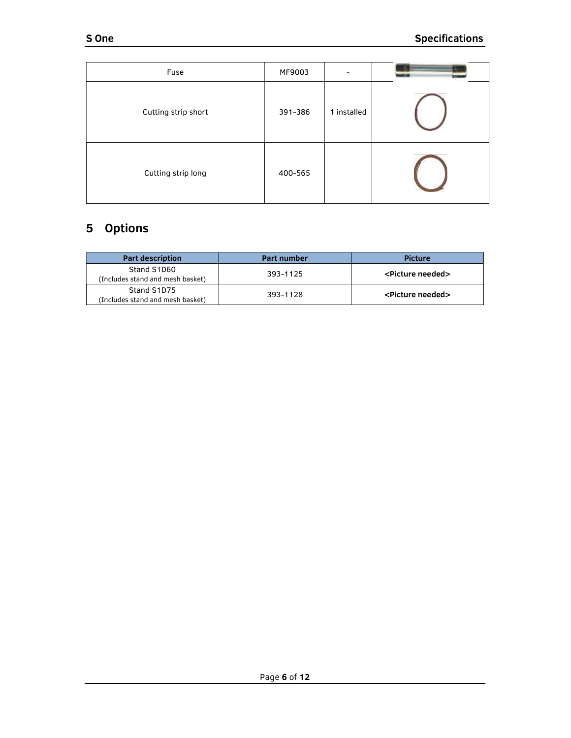| Fuse | MF9003 | - | |
|---|---|---|---|
| Cutting strip short | 391-386 | 1 installed | |
| Cutting strip long | 400-565 | | |

# 5 Options

| Part description | Part number | Picture |
|---|---|---|
| Stand S1D60 (Includes stand and mesh basket) | 393-1125 | **<Picture needed>** |
| Stand S1D75 (Includes stand and mesh basket) | 393-1128 | **<Picture needed>** |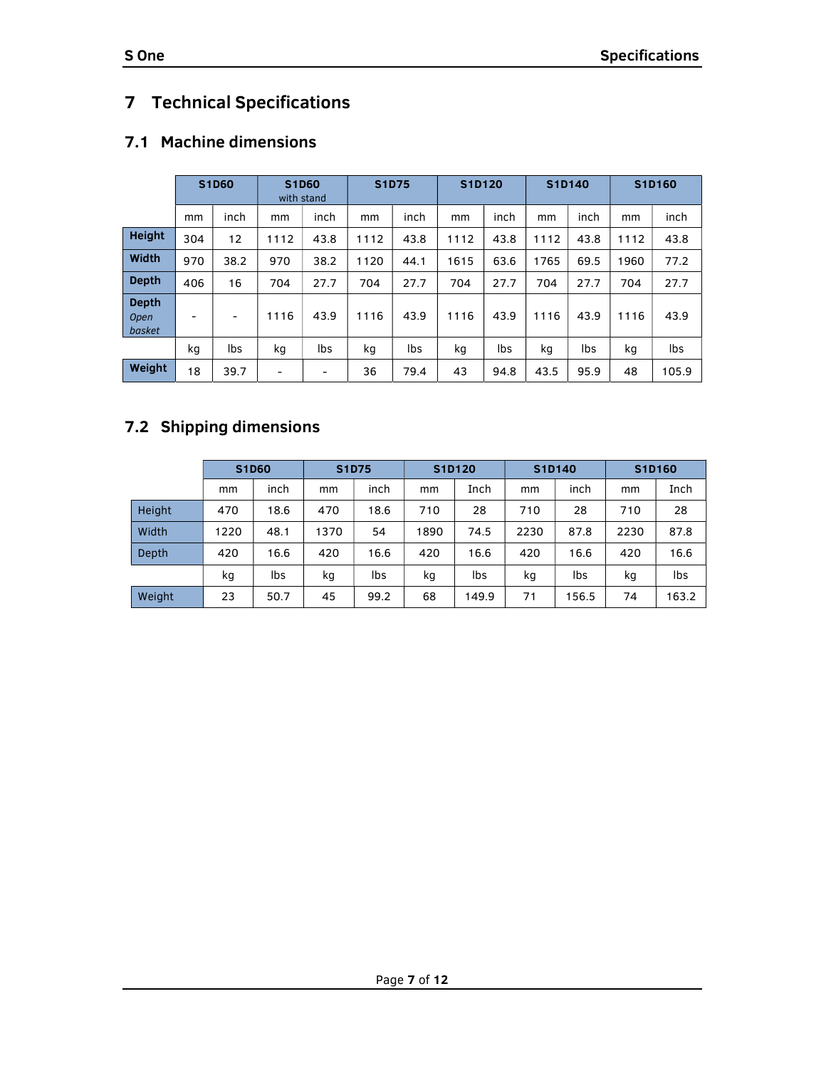# 7 Technical Specifications

## 7.1 Machine dimensions

| | S1D60 | | S1D60 with stand | | S1D75 | | S1D120 | | S1D140 | | S1D160 | |
|---|---|---|---|---|---|---|---|---|---|---|---|---|
| | mm | inch | mm | inch | mm | inch | mm | inch | mm | inch | mm | inch |
| **Height** | 304 | 12 | 1112 | 43.8 | 1112 | 43.8 | 1112 | 43.8 | 1112 | 43.8 | 1112 | 43.8 |
| **Width** | 970 | 38.2 | 970 | 38.2 | 1120 | 44.1 | 1615 | 63.6 | 1765 | 69.5 | 1960 | 77.2 |
| **Depth** | 406 | 16 | 704 | 27.7 | 704 | 27.7 | 704 | 27.7 | 704 | 27.7 | 704 | 27.7 |
| **Depth** *Open basket* | - | - | 1116 | 43.9 | 1116 | 43.9 | 1116 | 43.9 | 1116 | 43.9 | 1116 | 43.9 |
| | kg | lbs | kg | lbs | kg | lbs | kg | lbs | kg | lbs | kg | lbs |
| **Weight** | 18 | 39.7 | - | - | 36 | 79.4 | 43 | 94.8 | 43.5 | 95.9 | 48 | 105.9 |

## 7.2 Shipping dimensions

| | S1D60 | | S1D75 | | S1D120 | | S1D140 | | S1D160 | |
|---|---|---|---|---|---|---|---|---|---|---|
| | mm | inch | mm | inch | mm | Inch | mm | inch | mm | Inch |
| Height | 470 | 18.6 | 470 | 18.6 | 710 | 28 | 710 | 28 | 710 | 28 |
| Width | 1220 | 48.1 | 1370 | 54 | 1890 | 74.5 | 2230 | 87.8 | 2230 | 87.8 |
| Depth | 420 | 16.6 | 420 | 16.6 | 420 | 16.6 | 420 | 16.6 | 420 | 16.6 |
| | kg | lbs | kg | lbs | kg | lbs | kg | lbs | kg | lbs |
| Weight | 23 | 50.7 | 45 | 99.2 | 68 | 149.9 | 71 | 156.5 | 74 | 163.2 |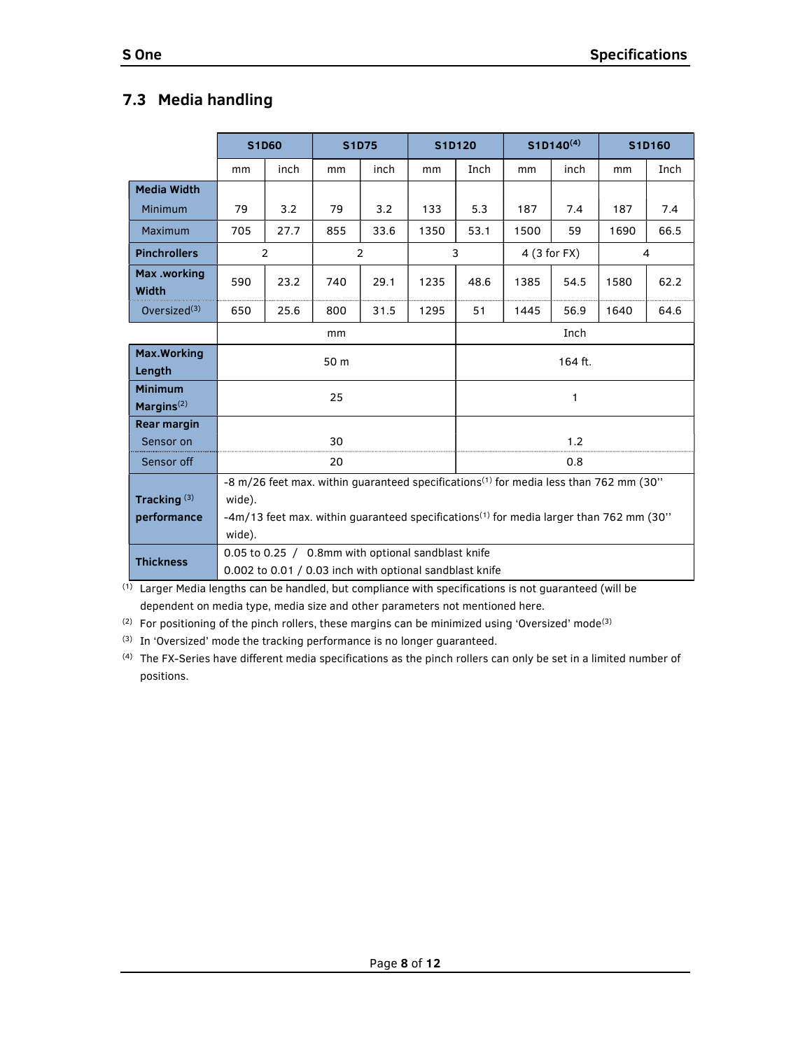## 7.3 Media handling

| | S1D60 | | S1D75 | | S1D120 | | S1D140[4] | | S1D160 | |
|---|---|---|---|---|---|---|---|---|---|---|
| | mm | inch | mm | inch | mm | Inch | mm | inch | mm | Inch |
| **Media Width** | | | | | | | | | | |
| Minimum | 79 | 3.2 | 79 | 3.2 | 133 | 5.3 | 187 | 7.4 | 187 | 7.4 |
| Maximum | 705 | 27.7 | 855 | 33.6 | 1350 | 53.1 | 1500 | 59 | 1690 | 66.5 |
| **Pinchrollers** | 2 | | 2 | | 3 | | 4 (3 for FX) | | 4 | |
| **Max .working Width** | 590 | 23.2 | 740 | 29.1 | 1235 | 48.6 | 1385 | 54.5 | 1580 | 62.2 |
| Oversized[3] | 650 | 25.6 | 800 | 31.5 | 1295 | 51 | 1445 | 56.9 | 1640 | 64.6 |

| | mm | Inch |
|---|---|---|
| **Max.Working Length** | 50 m | 164 ft. |
| **Minimum Margins**[2] | 25 | 1 |
| **Rear margin** | | |
| Sensor on | 30 | 1.2 |
| Sensor off | 20 | 0.8 |
| **Tracking [3] performance** | -8 m/26 feet max. within guaranteed specifications[1] for media less than 762 mm (30'' wide).<br>-4m/13 feet max. within guaranteed specifications[1] for media larger than 762 mm (30'' wide). | |
| **Thickness** | 0.05 to 0.25 / 0.8mm with optional sandblast knife<br>0.002 to 0.01 / 0.03 inch with optional sandblast knife | |

[1] Larger Media lengths can be handled, but compliance with specifications is not guaranteed (will be dependent on media type, media size and other parameters not mentioned here.

[2] For positioning of the pinch rollers, these margins can be minimized using 'Oversized' mode[3]

[3] In 'Oversized' mode the tracking performance is no longer guaranteed.

[4] The FX-Series have different media specifications as the pinch rollers can only be set in a limited number of positions.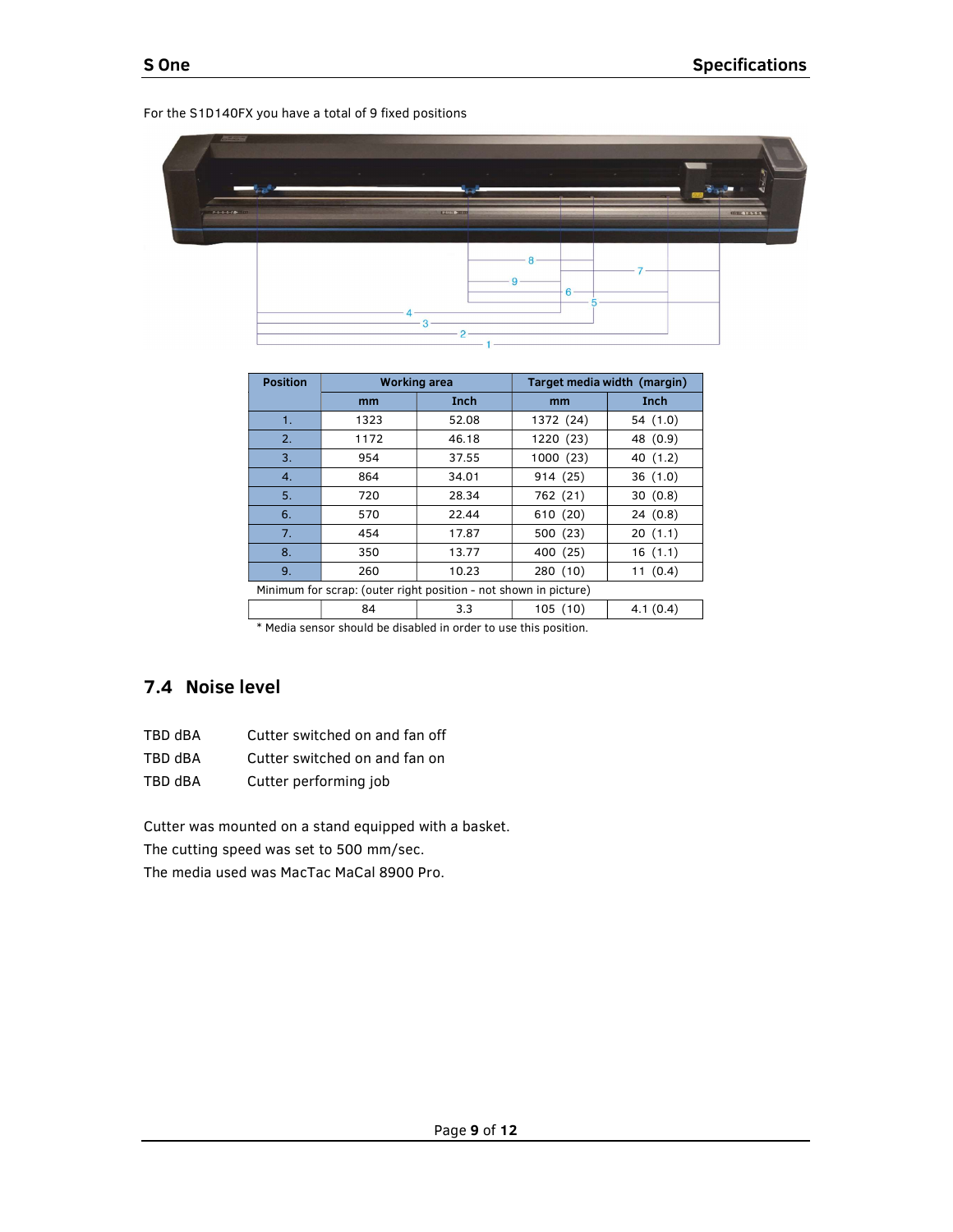For the S1D140FX you have a total of 9 fixed positions

| Position | Working area | | Target media width (margin) | |
|---|---|---|---|---|
| | mm | Inch | mm | Inch |
| 1. | 1323 | 52.08 | 1372 (24) | 54 (1.0) |
| 2. | 1172 | 46.18 | 1220 (23) | 48 (0.9) |
| 3. | 954 | 37.55 | 1000 (23) | 40 (1.2) |
| 4. | 864 | 34.01 | 914 (25) | 36 (1.0) |
| 5. | 720 | 28.34 | 762 (21) | 30 (0.8) |
| 6. | 570 | 22.44 | 610 (20) | 24 (0.8) |
| 7. | 454 | 17.87 | 500 (23) | 20 (1.1) |
| 8. | 350 | 13.77 | 400 (25) | 16 (1.1) |
| 9. | 260 | 10.23 | 280 (10) | 11 (0.4) |
| Minimum for scrap: (outer right position - not shown in picture) | | | | |
| | 84 | 3.3 | 105 (10) | 4.1 (0.4) |

* Media sensor should be disabled in order to use this position.

## 7.4 Noise level

TBD dBA  Cutter switched on and fan off
TBD dBA  Cutter switched on and fan on
TBD dBA  Cutter performing job

Cutter was mounted on a stand equipped with a basket.
The cutting speed was set to 500 mm/sec.
The media used was MacTac MaCal 8900 Pro.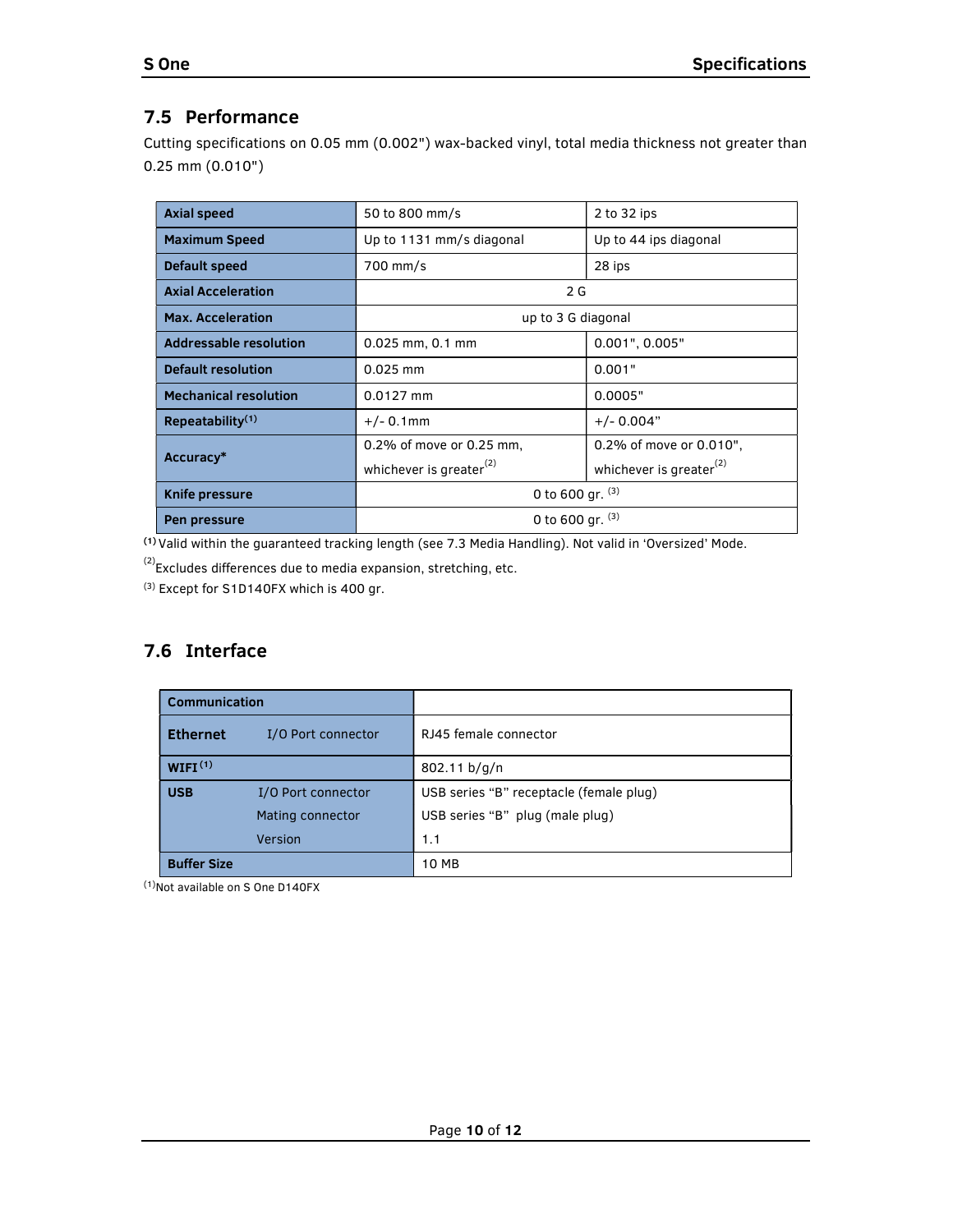## 7.5 Performance

Cutting specifications on 0.05 mm (0.002") wax-backed vinyl, total media thickness not greater than 0.25 mm (0.010")

| | | |
|---|---|---|
| **Axial speed** | 50 to 800 mm/s | 2 to 32 ips |
| **Maximum Speed** | Up to 1131 mm/s diagonal | Up to 44 ips diagonal |
| **Default speed** | 700 mm/s | 28 ips |
| **Axial Acceleration** | 2 G | |
| **Max. Acceleration** | up to 3 G diagonal | |
| **Addressable resolution** | 0.025 mm, 0.1 mm | 0.001", 0.005" |
| **Default resolution** | 0.025 mm | 0.001" |
| **Mechanical resolution** | 0.0127 mm | 0.0005" |
| **Repeatability**[1] | +/- 0.1mm | +/- 0.004" |
| **Accuracy*** | 0.2% of move or 0.25 mm, whichever is greater[2] | 0.2% of move or 0.010", whichever is greater[2] |
| **Knife pressure** | 0 to 600 gr. [3] | |
| **Pen pressure** | 0 to 600 gr. [3] | |

[1] Valid within the guaranteed tracking length (see 7.3 Media Handling). Not valid in 'Oversized' Mode.

[2] Excludes differences due to media expansion, stretching, etc.

[3] Except for S1D140FX which is 400 gr.

## 7.6 Interface

| | | |
|---|---|---|
| **Communication** | | |
| **Ethernet** | I/O Port connector | RJ45 female connector |
| **WIFI**[1] | | 802.11 b/g/n |
| **USB** | I/O Port connector | USB series "B" receptacle (female plug) |
| | Mating connector | USB series "B" plug (male plug) |
| | Version | 1.1 |
| **Buffer Size** | | 10 MB |

[1] Not available on S One D140FX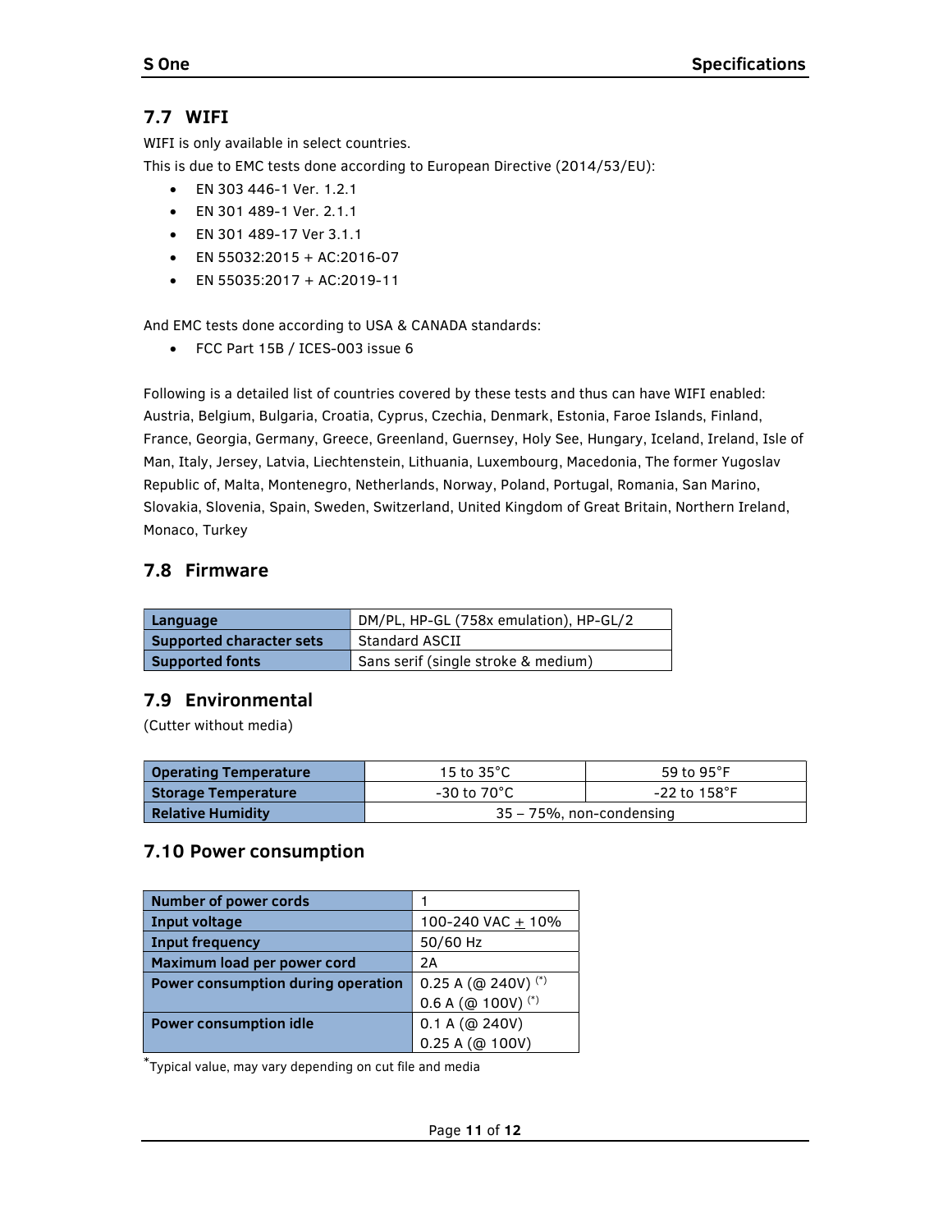## 7.7 WIFI

WIFI is only available in select countries.

This is due to EMC tests done according to European Directive (2014/53/EU):

- EN 303 446-1 Ver. 1.2.1
- EN 301 489-1 Ver. 2.1.1
- EN 301 489-17 Ver 3.1.1
- EN 55032:2015 + AC:2016-07
- EN 55035:2017 + AC:2019-11

And EMC tests done according to USA & CANADA standards:

- FCC Part 15B / ICES-003 issue 6

Following is a detailed list of countries covered by these tests and thus can have WIFI enabled: Austria, Belgium, Bulgaria, Croatia, Cyprus, Czechia, Denmark, Estonia, Faroe Islands, Finland, France, Georgia, Germany, Greece, Greenland, Guernsey, Holy See, Hungary, Iceland, Ireland, Isle of Man, Italy, Jersey, Latvia, Liechtenstein, Lithuania, Luxembourg, Macedonia, The former Yugoslav Republic of, Malta, Montenegro, Netherlands, Norway, Poland, Portugal, Romania, San Marino, Slovakia, Slovenia, Spain, Sweden, Switzerland, United Kingdom of Great Britain, Northern Ireland, Monaco, Turkey

## 7.8 Firmware

| | |
|---|---|
| **Language** | DM/PL, HP-GL (758x emulation), HP-GL/2 |
| **Supported character sets** | Standard ASCII |
| **Supported fonts** | Sans serif (single stroke & medium) |

## 7.9 Environmental

(Cutter without media)

| | | |
|---|---|---|
| **Operating Temperature** | 15 to 35°C | 59 to 95°F |
| **Storage Temperature** | -30 to 70°C | -22 to 158°F |
| **Relative Humidity** | 35 – 75%, non-condensing | |

## 7.10 Power consumption

| | |
|---|---|
| **Number of power cords** | 1 |
| **Input voltage** | 100-240 VAC ± 10% |
| **Input frequency** | 50/60 Hz |
| **Maximum load per power cord** | 2A |
| **Power consumption during operation** | 0.25 A (@ 240V) (*)<br>0.6 A (@ 100V) (*) |
| **Power consumption idle** | 0.1 A (@ 240V)<br>0.25 A (@ 100V) |

*Typical value, may vary depending on cut file and media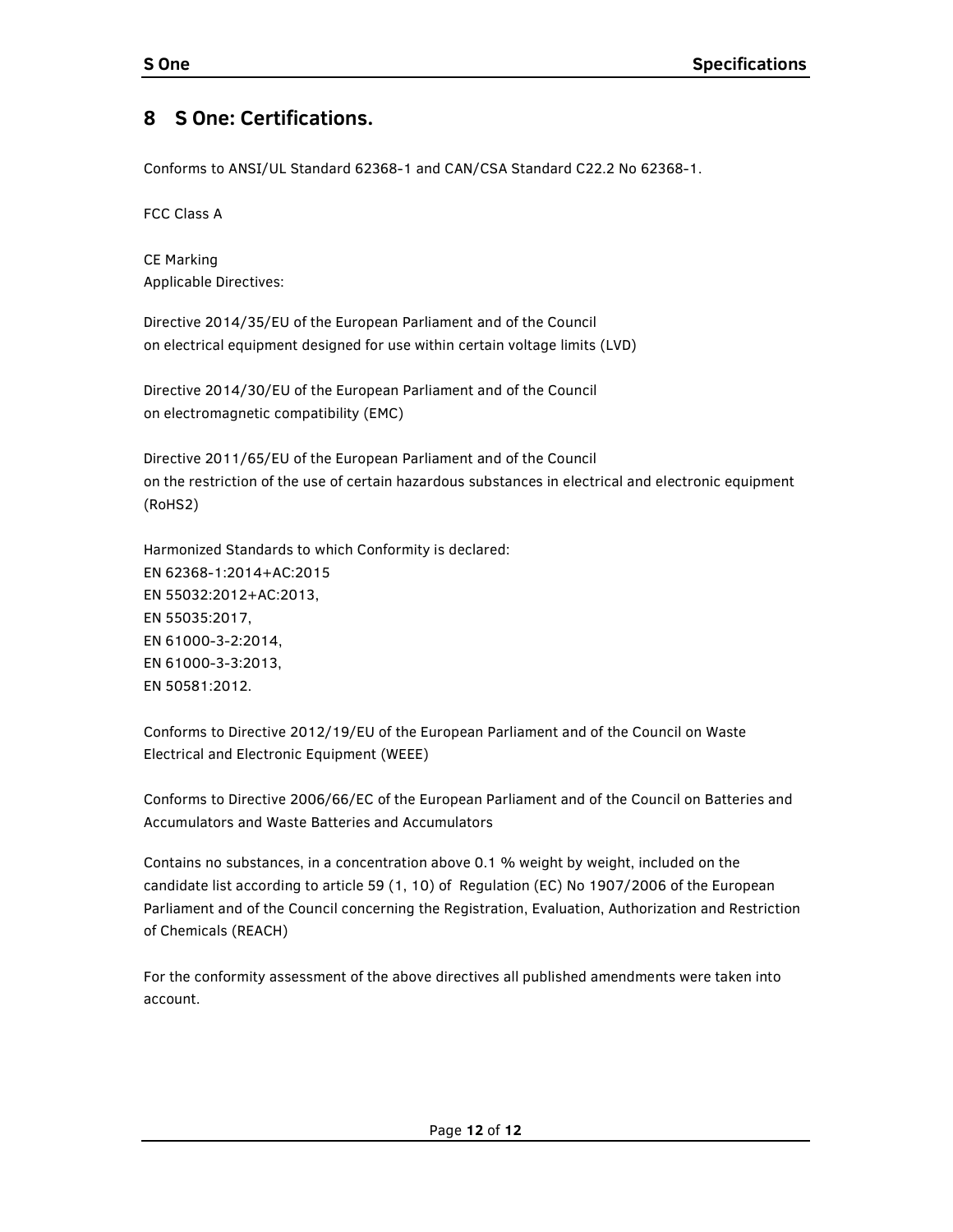## 8 S One: Certifications.

Conforms to ANSI/UL Standard 62368-1 and CAN/CSA Standard C22.2 No 62368-1.

FCC Class A

CE Marking
Applicable Directives:

Directive 2014/35/EU of the European Parliament and of the Council
on electrical equipment designed for use within certain voltage limits (LVD)

Directive 2014/30/EU of the European Parliament and of the Council
on electromagnetic compatibility (EMC)

Directive 2011/65/EU of the European Parliament and of the Council
on the restriction of the use of certain hazardous substances in electrical and electronic equipment (RoHS2)

Harmonized Standards to which Conformity is declared:
EN 62368-1:2014+AC:2015
EN 55032:2012+AC:2013,
EN 55035:2017,
EN 61000-3-2:2014,
EN 61000-3-3:2013,
EN 50581:2012.

Conforms to Directive 2012/19/EU of the European Parliament and of the Council on Waste Electrical and Electronic Equipment (WEEE)

Conforms to Directive 2006/66/EC of the European Parliament and of the Council on Batteries and Accumulators and Waste Batteries and Accumulators

Contains no substances, in a concentration above 0.1 % weight by weight, included on the candidate list according to article 59 (1, 10) of Regulation (EC) No 1907/2006 of the European Parliament and of the Council concerning the Registration, Evaluation, Authorization and Restriction of Chemicals (REACH)

For the conformity assessment of the above directives all published amendments were taken into account.